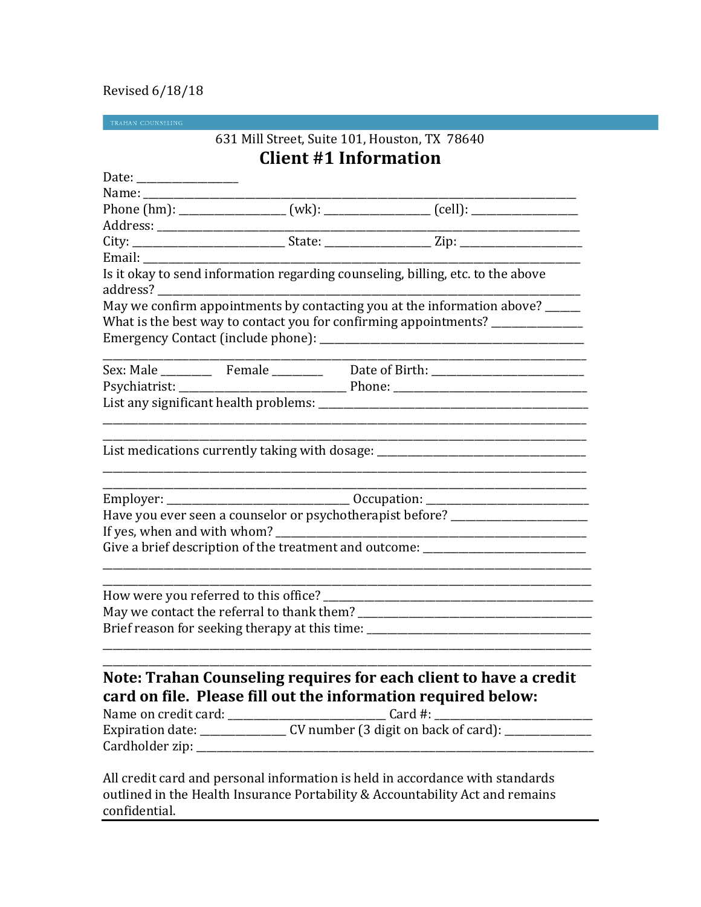Revised 6/18/18

TRAHAN COUNSELING

631 Mill Street, Suite 101, Houston, TX 78640

## Client #1 Information

Date: ________________

Name: ____________________________________________________________________________

Phone (hm): __________________ (wk): _________________ (cell): __________________

Address: __________________________________________________________________________

City: __________________________ State: _________________ Zip: _____________________

Email: ____________________________________________________________________________

Is it okay to send information regarding counseling, billing, etc. to the above address? ____________________________________________________________________________

May we confirm appointments by contacting you at the information above? ______

What is the best way to contact you for confirming appointments? _______________

Emergency Contact (include phone): ______________________________________________
______________________________________________________________________________________

Sex: Male ________ Female ________ Date of Birth: _________________________

Psychiatrist: ____________________________ Phone: _________________________________

List any significant health problems: _____________________________________________
______________________________________________________________________________________
______________________________________________________________________________________

List medications currently taking with dosage: ____________________________________
______________________________________________________________________________________
______________________________________________________________________________________

Employer: _______________________________ Occupation: ____________________________

Have you ever seen a counselor or psychotherapist before? _______________________

If yes, when and with whom? _______________________________________________________

Give a brief description of the treatment and outcome: ___________________________
______________________________________________________________________________________
______________________________________________________________________________________

How were you referred to this office? _____________________________________________

May we contact the referral to thank them? ________________________________________

Brief reason for seeking therapy at this time: ______________________________________
______________________________________________________________________________________
______________________________________________________________________________________

### Note: Trahan Counseling requires for each client to have a credit card on file. Please fill out the information required below:

Name on credit card: ___________________________ Card #: ___________________________

Expiration date: ______________ CV number (3 digit on back of card): ______________

Cardholder zip: ___________________________________________________________________

All credit card and personal information is held in accordance with standards outlined in the Health Insurance Portability & Accountability Act and remains confidential.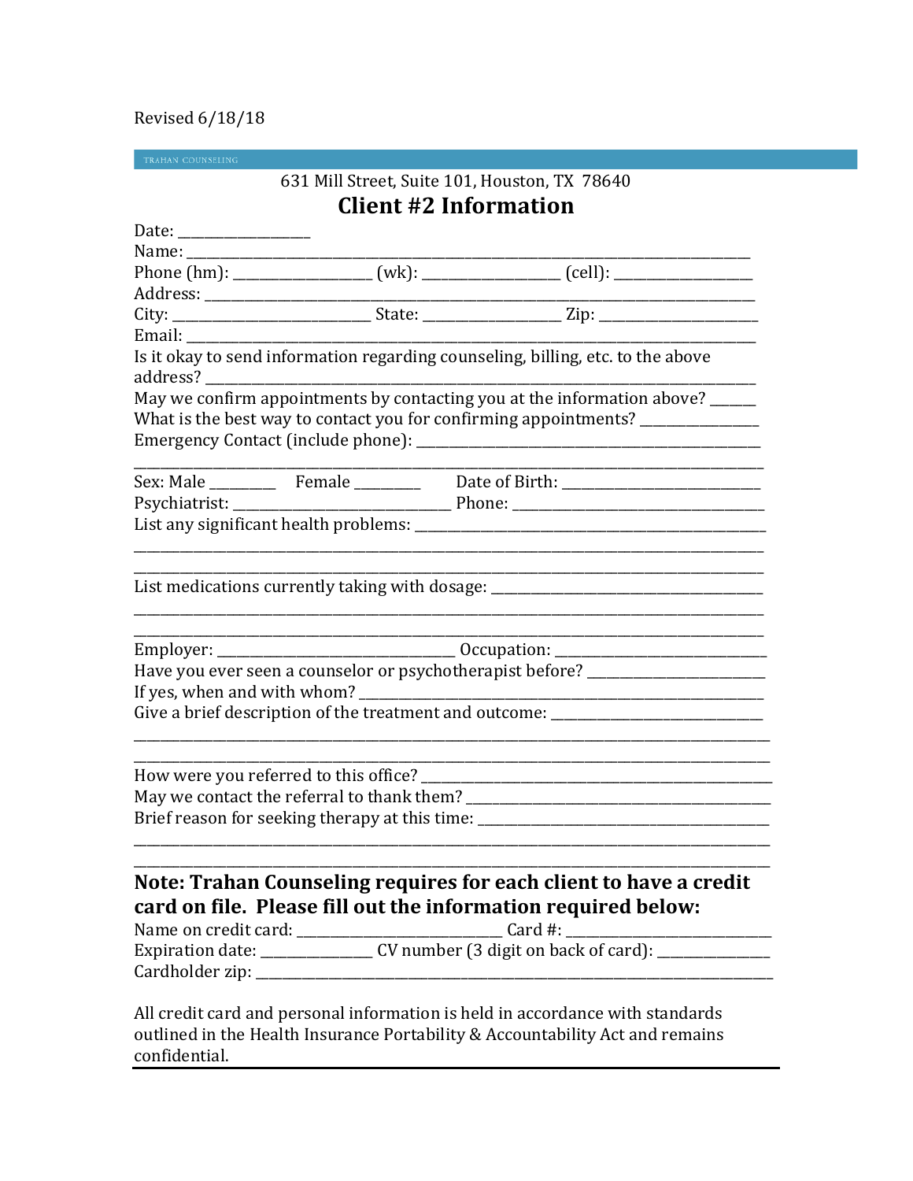Revised 6/18/18

TRAHAN COUNSELING

631 Mill Street, Suite 101, Houston, TX 78640

## Client #2 Information

Date: ________________

Name: ________________________________________________________________________

Phone (hm): _________________ (wk): _________________ (cell): _________________

Address: ______________________________________________________________________

City: _________________________ State: _________________ Zip: ____________________

Email: ________________________________________________________________________

Is it okay to send information regarding counseling, billing, etc. to the above address? ______________________________________________________________________

May we confirm appointments by contacting you at the information above? ______

What is the best way to contact you for confirming appointments? _______________

Emergency Contact (include phone): ____________________________________________

______________________________________________________________________________

Sex: Male ________ Female ________ Date of Birth: _________________________

Psychiatrist: ___________________________ Phone: ________________________________

List any significant health problems: _____________________________________________

______________________________________________________________________________

______________________________________________________________________________

List medications currently taking with dosage: ____________________________________

______________________________________________________________________________

______________________________________________________________________________

Employer: ______________________________ Occupation: ___________________________

Have you ever seen a counselor or psychotherapist before? _______________________

If yes, when and with whom? __________________________________________________

Give a brief description of the treatment and outcome: __________________________

______________________________________________________________________________

______________________________________________________________________________

How were you referred to this office? ____________________________________________

May we contact the referral to thank them? _______________________________________

Brief reason for seeking therapy at this time: ______________________________________

______________________________________________________________________________

______________________________________________________________________________

### Note: Trahan Counseling requires for each client to have a credit card on file. Please fill out the information required below:

Name on credit card: ___________________________ Card #: ___________________________

Expiration date: ______________ CV number (3 digit on back of card): ______________

Cardholder zip: ________________________________________________________________

All credit card and personal information is held in accordance with standards outlined in the Health Insurance Portability & Accountability Act and remains confidential.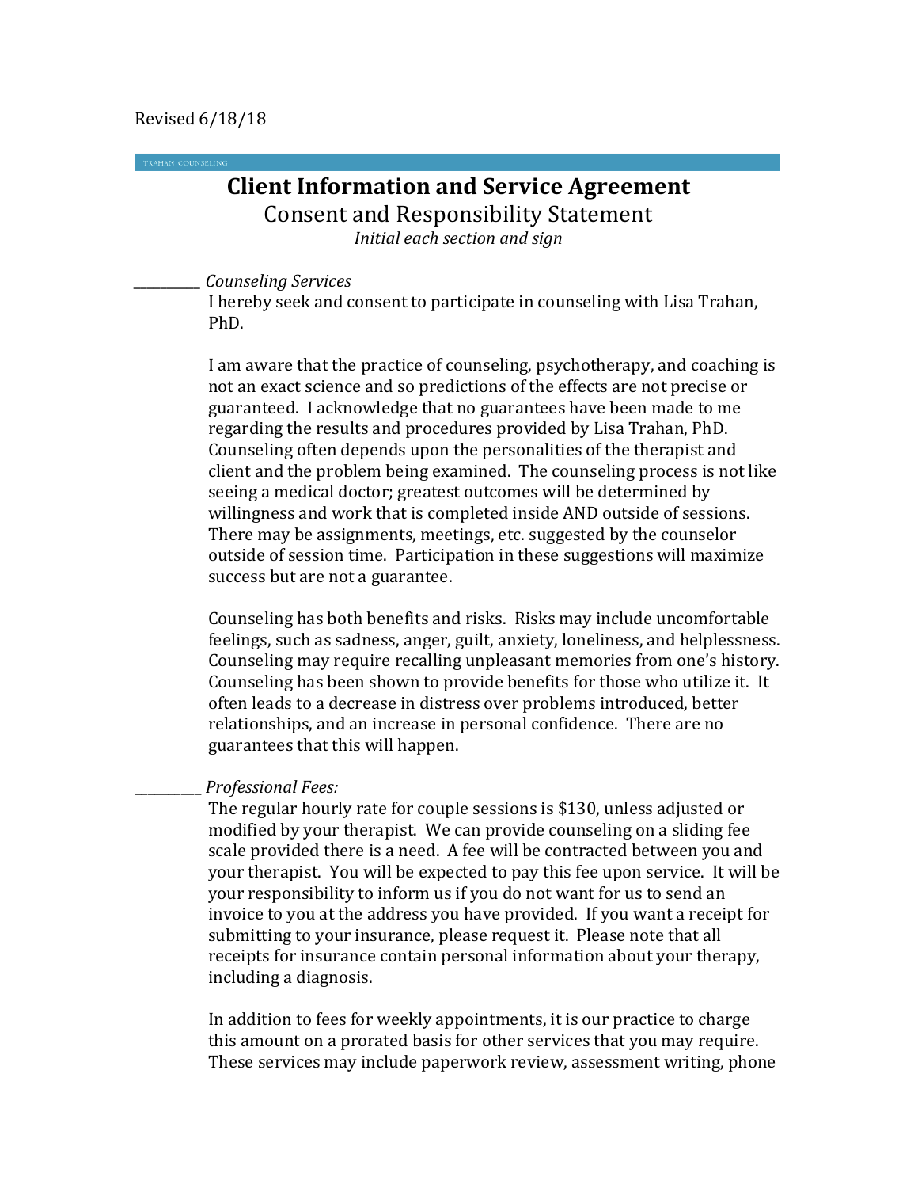Revised 6/18/18

TRAHAN COUNSELING

# Client Information and Service Agreement

## Consent and Responsibility Statement

*Initial each section and sign*

__________ *Counseling Services*

I hereby seek and consent to participate in counseling with Lisa Trahan, PhD.

I am aware that the practice of counseling, psychotherapy, and coaching is not an exact science and so predictions of the effects are not precise or guaranteed. I acknowledge that no guarantees have been made to me regarding the results and procedures provided by Lisa Trahan, PhD. Counseling often depends upon the personalities of the therapist and client and the problem being examined. The counseling process is not like seeing a medical doctor; greatest outcomes will be determined by willingness and work that is completed inside AND outside of sessions. There may be assignments, meetings, etc. suggested by the counselor outside of session time. Participation in these suggestions will maximize success but are not a guarantee.

Counseling has both benefits and risks. Risks may include uncomfortable feelings, such as sadness, anger, guilt, anxiety, loneliness, and helplessness. Counseling may require recalling unpleasant memories from one's history. Counseling has been shown to provide benefits for those who utilize it. It often leads to a decrease in distress over problems introduced, better relationships, and an increase in personal confidence. There are no guarantees that this will happen.

__________ *Professional Fees:*

The regular hourly rate for couple sessions is $130, unless adjusted or modified by your therapist. We can provide counseling on a sliding fee scale provided there is a need. A fee will be contracted between you and your therapist. You will be expected to pay this fee upon service. It will be your responsibility to inform us if you do not want for us to send an invoice to you at the address you have provided. If you want a receipt for submitting to your insurance, please request it. Please note that all receipts for insurance contain personal information about your therapy, including a diagnosis.

In addition to fees for weekly appointments, it is our practice to charge this amount on a prorated basis for other services that you may require. These services may include paperwork review, assessment writing, phone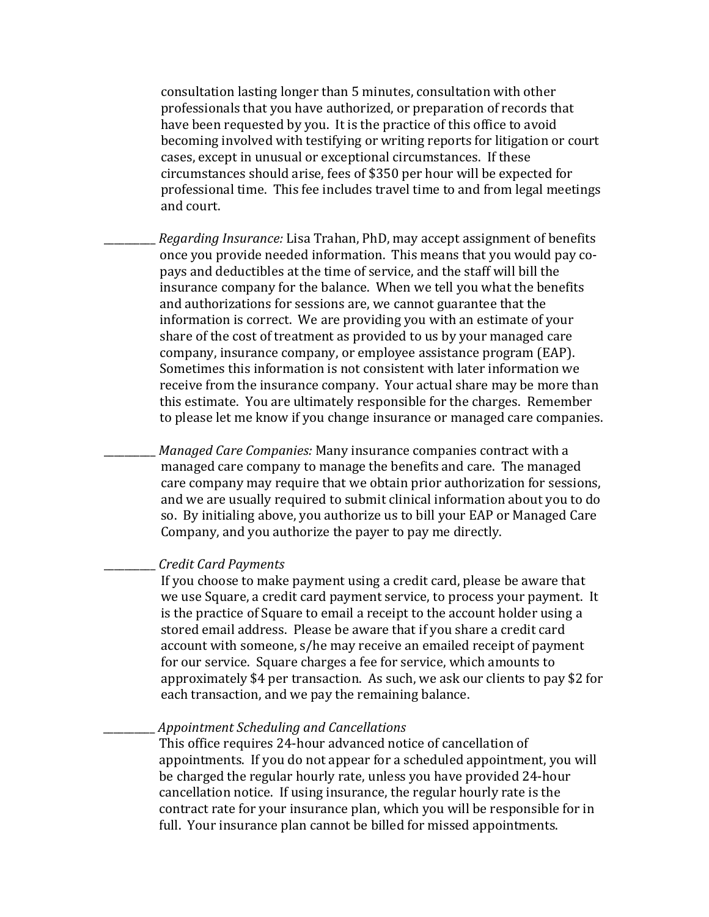consultation lasting longer than 5 minutes, consultation with other professionals that you have authorized, or preparation of records that have been requested by you. It is the practice of this office to avoid becoming involved with testifying or writing reports for litigation or court cases, except in unusual or exceptional circumstances. If these circumstances should arise, fees of $350 per hour will be expected for professional time. This fee includes travel time to and from legal meetings and court.

__________ *Regarding Insurance:* Lisa Trahan, PhD, may accept assignment of benefits once you provide needed information. This means that you would pay co-pays and deductibles at the time of service, and the staff will bill the insurance company for the balance. When we tell you what the benefits and authorizations for sessions are, we cannot guarantee that the information is correct. We are providing you with an estimate of your share of the cost of treatment as provided to us by your managed care company, insurance company, or employee assistance program (EAP). Sometimes this information is not consistent with later information we receive from the insurance company. Your actual share may be more than this estimate. You are ultimately responsible for the charges. Remember to please let me know if you change insurance or managed care companies.

__________ *Managed Care Companies:* Many insurance companies contract with a managed care company to manage the benefits and care. The managed care company may require that we obtain prior authorization for sessions, and we are usually required to submit clinical information about you to do so. By initialing above, you authorize us to bill your EAP or Managed Care Company, and you authorize the payer to pay me directly.

__________ *Credit Card Payments*

If you choose to make payment using a credit card, please be aware that we use Square, a credit card payment service, to process your payment. It is the practice of Square to email a receipt to the account holder using a stored email address. Please be aware that if you share a credit card account with someone, s/he may receive an emailed receipt of payment for our service. Square charges a fee for service, which amounts to approximately $4 per transaction. As such, we ask our clients to pay $2 for each transaction, and we pay the remaining balance.

__________ *Appointment Scheduling and Cancellations*

This office requires 24-hour advanced notice of cancellation of appointments. If you do not appear for a scheduled appointment, you will be charged the regular hourly rate, unless you have provided 24-hour cancellation notice. If using insurance, the regular hourly rate is the contract rate for your insurance plan, which you will be responsible for in full. Your insurance plan cannot be billed for missed appointments.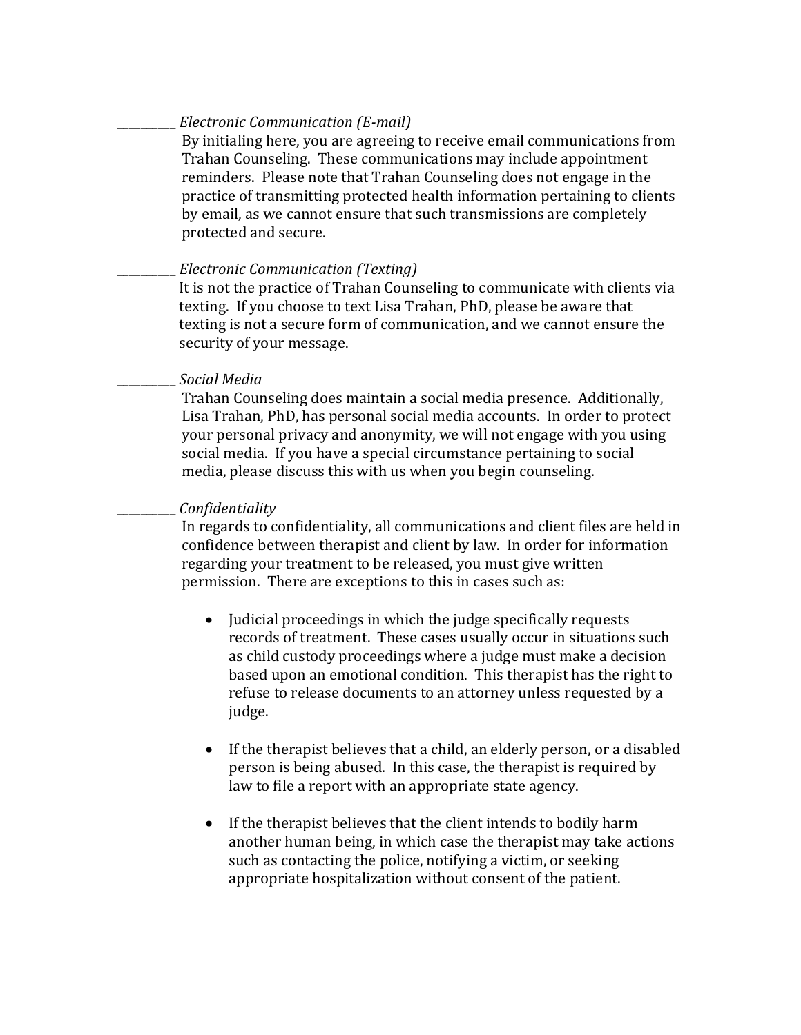__________ *Electronic Communication (E-mail)*

By initialing here, you are agreeing to receive email communications from Trahan Counseling. These communications may include appointment reminders. Please note that Trahan Counseling does not engage in the practice of transmitting protected health information pertaining to clients by email, as we cannot ensure that such transmissions are completely protected and secure.

__________ *Electronic Communication (Texting)*

It is not the practice of Trahan Counseling to communicate with clients via texting. If you choose to text Lisa Trahan, PhD, please be aware that texting is not a secure form of communication, and we cannot ensure the security of your message.

__________ *Social Media*

Trahan Counseling does maintain a social media presence. Additionally, Lisa Trahan, PhD, has personal social media accounts. In order to protect your personal privacy and anonymity, we will not engage with you using social media. If you have a special circumstance pertaining to social media, please discuss this with us when you begin counseling.

__________ *Confidentiality*

In regards to confidentiality, all communications and client files are held in confidence between therapist and client by law. In order for information regarding your treatment to be released, you must give written permission. There are exceptions to this in cases such as:

- Judicial proceedings in which the judge specifically requests records of treatment. These cases usually occur in situations such as child custody proceedings where a judge must make a decision based upon an emotional condition. This therapist has the right to refuse to release documents to an attorney unless requested by a judge.

- If the therapist believes that a child, an elderly person, or a disabled person is being abused. In this case, the therapist is required by law to file a report with an appropriate state agency.

- If the therapist believes that the client intends to bodily harm another human being, in which case the therapist may take actions such as contacting the police, notifying a victim, or seeking appropriate hospitalization without consent of the patient.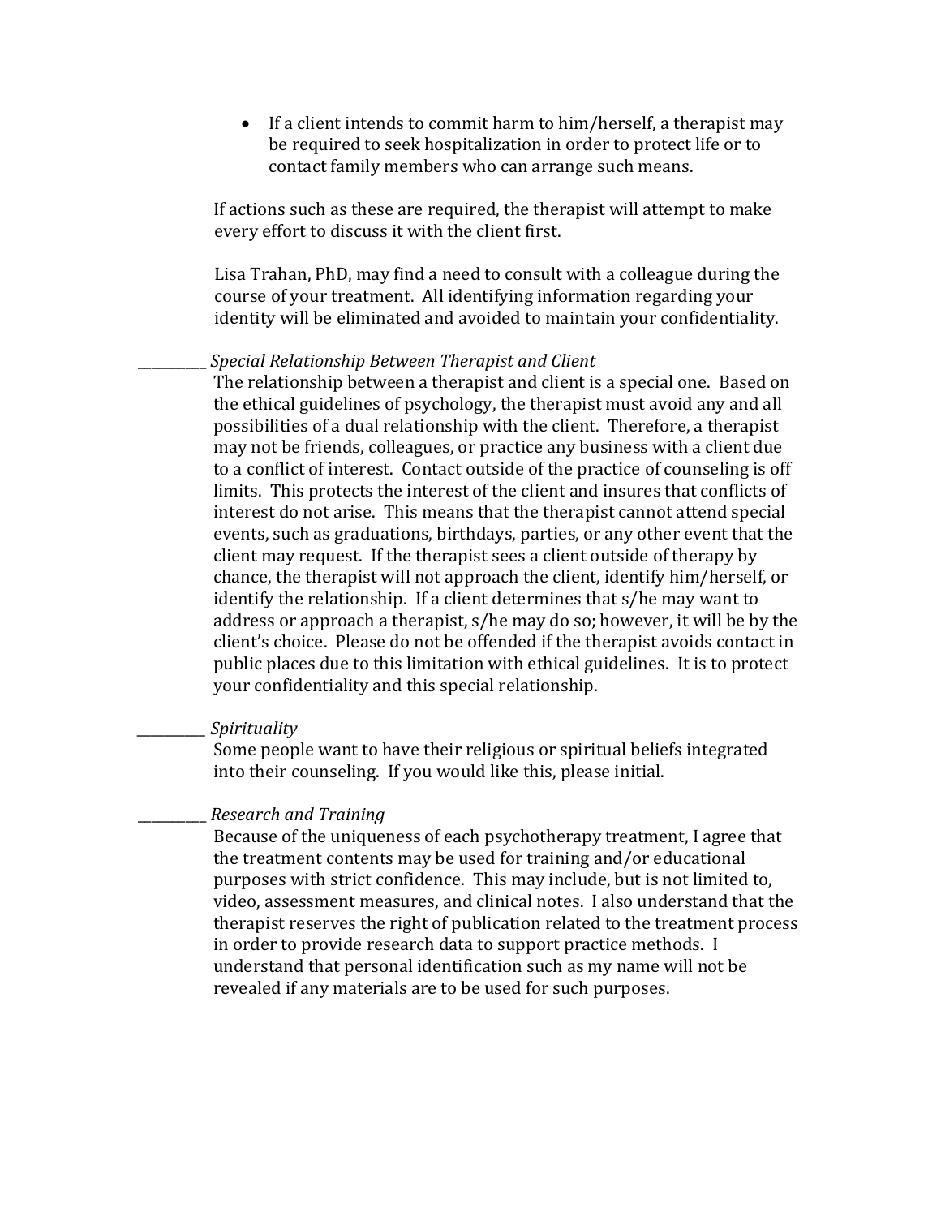- If a client intends to commit harm to him/herself, a therapist may be required to seek hospitalization in order to protect life or to contact family members who can arrange such means.

If actions such as these are required, the therapist will attempt to make every effort to discuss it with the client first.

Lisa Trahan, PhD, may find a need to consult with a colleague during the course of your treatment. All identifying information regarding your identity will be eliminated and avoided to maintain your confidentiality.

__________ *Special Relationship Between Therapist and Client*

The relationship between a therapist and client is a special one. Based on the ethical guidelines of psychology, the therapist must avoid any and all possibilities of a dual relationship with the client. Therefore, a therapist may not be friends, colleagues, or practice any business with a client due to a conflict of interest. Contact outside of the practice of counseling is off limits. This protects the interest of the client and insures that conflicts of interest do not arise. This means that the therapist cannot attend special events, such as graduations, birthdays, parties, or any other event that the client may request. If the therapist sees a client outside of therapy by chance, the therapist will not approach the client, identify him/herself, or identify the relationship. If a client determines that s/he may want to address or approach a therapist, s/he may do so; however, it will be by the client's choice. Please do not be offended if the therapist avoids contact in public places due to this limitation with ethical guidelines. It is to protect your confidentiality and this special relationship.

__________ *Spirituality*

Some people want to have their religious or spiritual beliefs integrated into their counseling. If you would like this, please initial.

__________ *Research and Training*

Because of the uniqueness of each psychotherapy treatment, I agree that the treatment contents may be used for training and/or educational purposes with strict confidence. This may include, but is not limited to, video, assessment measures, and clinical notes. I also understand that the therapist reserves the right of publication related to the treatment process in order to provide research data to support practice methods. I understand that personal identification such as my name will not be revealed if any materials are to be used for such purposes.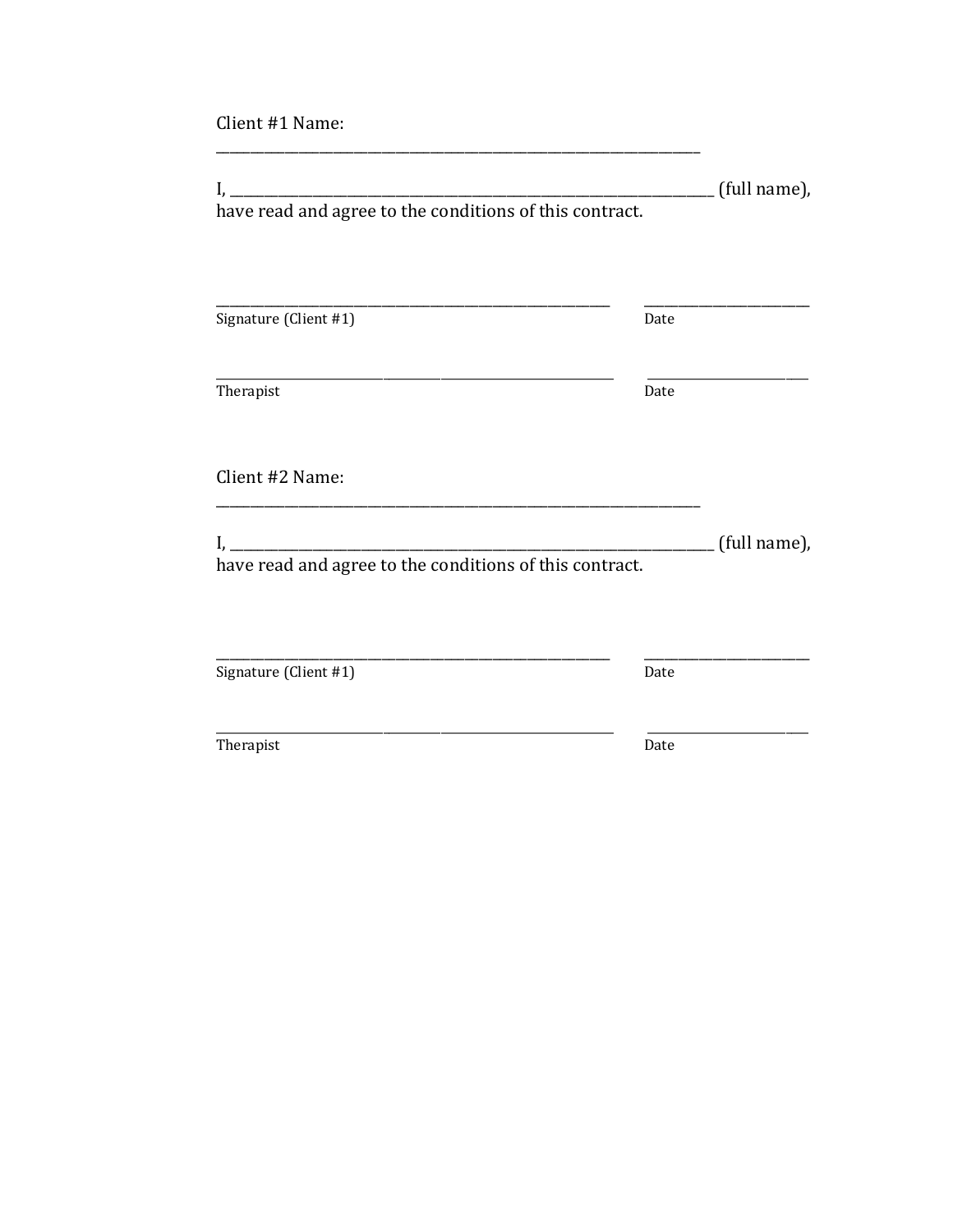Client #1 Name:

_____________________________________________________________________

I, _____________________________________________________________________ (full name), have read and agree to the conditions of this contract.

_______________________________________________________ &nbsp;&nbsp;&nbsp;&nbsp; _______________________

Signature (Client #1) &nbsp;&nbsp;&nbsp;&nbsp; Date

_______________________________________________________ &nbsp;&nbsp;&nbsp;&nbsp; _______________________

Therapist &nbsp;&nbsp;&nbsp;&nbsp; Date

Client #2 Name:

_____________________________________________________________________

I, _____________________________________________________________________ (full name), have read and agree to the conditions of this contract.

_______________________________________________________ &nbsp;&nbsp;&nbsp;&nbsp; _______________________

Signature (Client #1) &nbsp;&nbsp;&nbsp;&nbsp; Date

_______________________________________________________ &nbsp;&nbsp;&nbsp;&nbsp; _______________________

Therapist &nbsp;&nbsp;&nbsp;&nbsp; Date